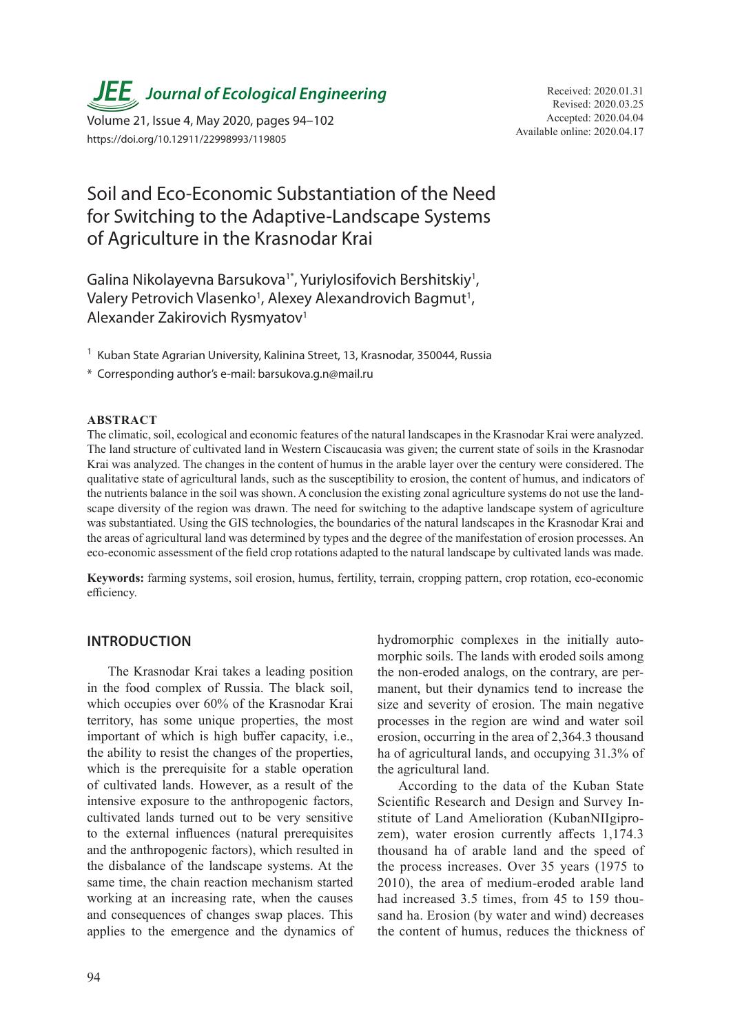# Soil and Eco-Economic Substantiation of the Need for Switching to the Adaptive-Landscape Systems of Agriculture in the Krasnodar Krai

Received: 2020.01.31
Revised: 2020.03.25
Accepted: 2020.04.04
Available online: 2020.04.17

Galina Nikolayevna Barsukova[1*], YuriyIosifovich Bershitskiy[1], Valery Petrovich Vlasenko[1], Alexey Alexandrovich Bagmut[1], Alexander Zakirovich Rysmyatov[1]

[1] Kuban State Agrarian University, Kalinina Street, 13, Krasnodar, 350044, Russia

* Corresponding author's e-mail: barsukova.g.n@mail.ru

## ABSTRACT

The climatic, soil, ecological and economic features of the natural landscapes in the Krasnodar Krai were analyzed. The land structure of cultivated land in Western Ciscaucasia was given; the current state of soils in the Krasnodar Krai was analyzed. The changes in the content of humus in the arable layer over the century were considered. The qualitative state of agricultural lands, such as the susceptibility to erosion, the content of humus, and indicators of the nutrients balance in the soil was shown. A conclusion the existing zonal agriculture systems do not use the landscape diversity of the region was drawn. The need for switching to the adaptive landscape system of agriculture was substantiated. Using the GIS technologies, the boundaries of the natural landscapes in the Krasnodar Krai and the areas of agricultural land was determined by types and the degree of the manifestation of erosion processes. An eco-economic assessment of the field crop rotations adapted to the natural landscape by cultivated lands was made.

**Keywords:** farming systems, soil erosion, humus, fertility, terrain, cropping pattern, crop rotation, eco-economic efficiency.

## INTRODUCTION

The Krasnodar Krai takes a leading position in the food complex of Russia. The black soil, which occupies over 60% of the Krasnodar Krai territory, has some unique properties, the most important of which is high buffer capacity, i.e., the ability to resist the changes of the properties, which is the prerequisite for a stable operation of cultivated lands. However, as a result of the intensive exposure to the anthropogenic factors, cultivated lands turned out to be very sensitive to the external influences (natural prerequisites and the anthropogenic factors), which resulted in the disbalance of the landscape systems. At the same time, the chain reaction mechanism started working at an increasing rate, when the causes and consequences of changes swap places. This applies to the emergence and the dynamics of hydromorphic complexes in the initially automorphic soils. The lands with eroded soils among the non-eroded analogs, on the contrary, are permanent, but their dynamics tend to increase the size and severity of erosion. The main negative processes in the region are wind and water soil erosion, occurring in the area of 2,364.3 thousand ha of agricultural lands, and occupying 31.3% of the agricultural land.

According to the data of the Kuban State Scientific Research and Design and Survey Institute of Land Amelioration (KubanNIIgiprozem), water erosion currently affects 1,174.3 thousand ha of arable land and the speed of the process increases. Over 35 years (1975 to 2010), the area of medium-eroded arable land had increased 3.5 times, from 45 to 159 thousand ha. Erosion (by water and wind) decreases the content of humus, reduces the thickness of